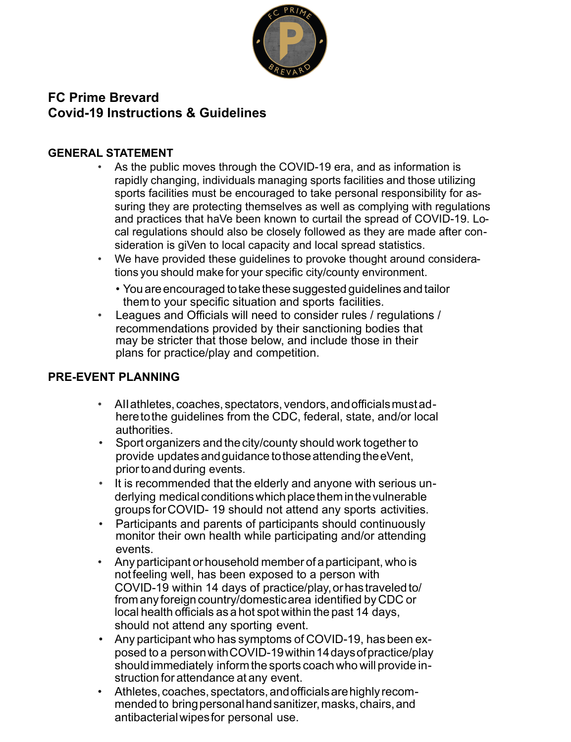# FC Prime Brevard
# Covid-19 Instructions & Guidelines

## GENERAL STATEMENT

- As the public moves through the COVID-19 era, and as information is rapidly changing, individuals managing sports facilities and those utilizing sports facilities must be encouraged to take personal responsibility for assuring they are protecting themselves as well as complying with regulations and practices that haVe been known to curtail the spread of COVID-19. Local regulations should also be closely followed as they are made after consideration is giVen to local capacity and local spread statistics.
- We have provided these guidelines to provoke thought around considerations you should make for your specific city/county environment.
  - You are encouraged to take these suggested guidelines and tailor them to your specific situation and sports facilities.
- Leagues and Officials will need to consider rules / regulations / recommendations provided by their sanctioning bodies that may be stricter that those below, and include those in their plans for practice/play and competition.

## PRE-EVENT PLANNING

- All athletes, coaches, spectators, vendors, and officials must adhere to the guidelines from the CDC, federal, state, and/or local authorities.
- Sport organizers and the city/county should work together to provide updates and guidance to those attending the eVent, prior to and during events.
- It is recommended that the elderly and anyone with serious underlying medical conditions which place them in the vulnerable groups for COVID- 19 should not attend any sports activities.
- Participants and parents of participants should continuously monitor their own health while participating and/or attending events.
- Any participant or household member of a participant, who is not feeling well, has been exposed to a person with COVID-19 within 14 days of practice/play, or has traveled to/from any foreign country/domestic area identified by CDC or local health officials as a hot spot within the past 14 days, should not attend any sporting event.
- Any participant who has symptoms of COVID-19, has been exposed to a person with COVID-19 within 14 days of practice/play should immediately inform the sports coach who will provide instruction for attendance at any event.
- Athletes, coaches, spectators, and officials are highly recommended to bring personal hand sanitizer, masks, chairs, and antibacterial wipes for personal use.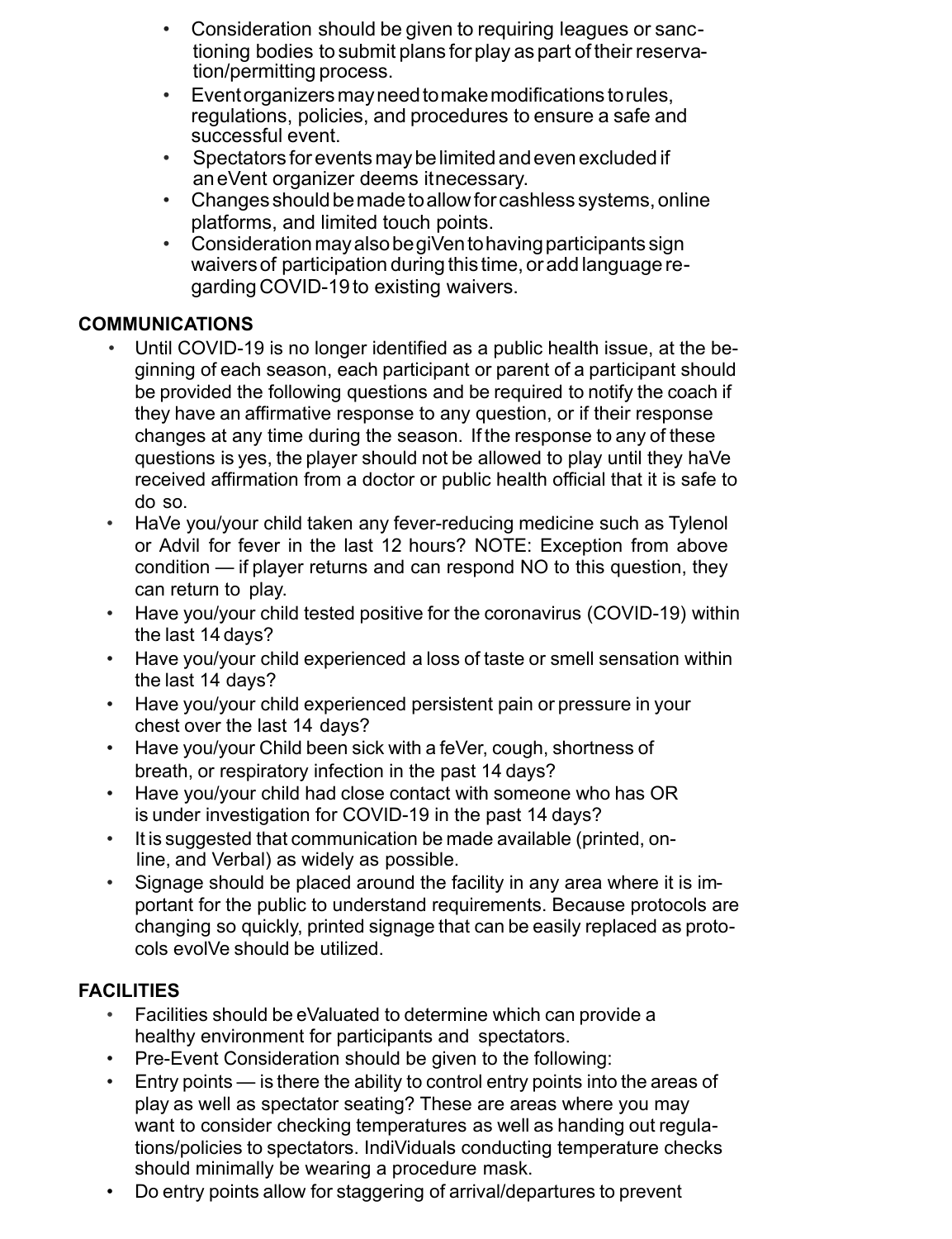- Consideration should be given to requiring leagues or sanctioning bodies to submit plans for play as part of their reservation/permitting process.
- Event organizers may need to make modifications to rules, regulations, policies, and procedures to ensure a safe and successful event.
- Spectators for events may be limited and even excluded if an eVent organizer deems it necessary.
- Changes should be made to allow for cashless systems, online platforms, and limited touch points.
- Consideration may also be giVen to having participants sign waivers of participation during this time, or add language regarding COVID-19 to existing waivers.

**COMMUNICATIONS**

- Until COVID-19 is no longer identified as a public health issue, at the beginning of each season, each participant or parent of a participant should be provided the following questions and be required to notify the coach if they have an affirmative response to any question, or if their response changes at any time during the season. If the response to any of these questions is yes, the player should not be allowed to play until they haVe received affirmation from a doctor or public health official that it is safe to do so.
- HaVe you/your child taken any fever-reducing medicine such as Tylenol or Advil for fever in the last 12 hours? NOTE: Exception from above condition — if player returns and can respond NO to this question, they can return to play.
- Have you/your child tested positive for the coronavirus (COVID-19) within the last 14 days?
- Have you/your child experienced a loss of taste or smell sensation within the last 14 days?
- Have you/your child experienced persistent pain or pressure in your chest over the last 14 days?
- Have you/your Child been sick with a feVer, cough, shortness of breath, or respiratory infection in the past 14 days?
- Have you/your child had close contact with someone who has OR is under investigation for COVID-19 in the past 14 days?
- It is suggested that communication be made available (printed, online, and Verbal) as widely as possible.
- Signage should be placed around the facility in any area where it is important for the public to understand requirements. Because protocols are changing so quickly, printed signage that can be easily replaced as protocols evolVe should be utilized.

**FACILITIES**

- Facilities should be eValuated to determine which can provide a healthy environment for participants and spectators.
- Pre-Event Consideration should be given to the following:
- Entry points — is there the ability to control entry points into the areas of play as well as spectator seating? These are areas where you may want to consider checking temperatures as well as handing out regulations/policies to spectators. IndiViduals conducting temperature checks should minimally be wearing a procedure mask.
- Do entry points allow for staggering of arrival/departures to prevent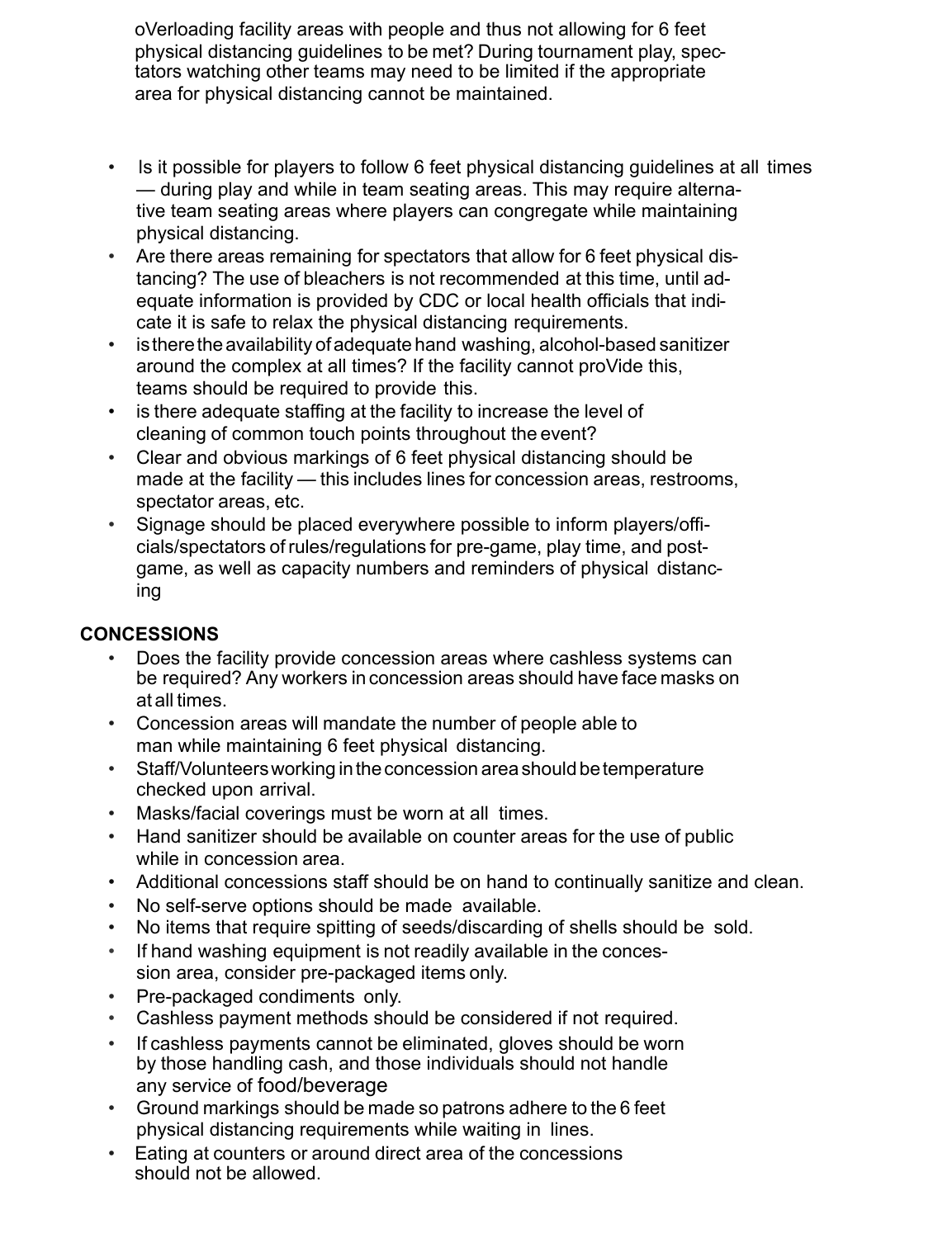oVerloading facility areas with people and thus not allowing for 6 feet physical distancing guidelines to be met? During tournament play, spectators watching other teams may need to be limited if the appropriate area for physical distancing cannot be maintained.

- Is it possible for players to follow 6 feet physical distancing guidelines at all times — during play and while in team seating areas. This may require alternative team seating areas where players can congregate while maintaining physical distancing.
- Are there areas remaining for spectators that allow for 6 feet physical distancing? The use of bleachers is not recommended at this time, until adequate information is provided by CDC or local health officials that indicate it is safe to relax the physical distancing requirements.
- is there the availability of adequate hand washing, alcohol-based sanitizer around the complex at all times? If the facility cannot proVide this, teams should be required to provide this.
- is there adequate staffing at the facility to increase the level of cleaning of common touch points throughout the event?
- Clear and obvious markings of 6 feet physical distancing should be made at the facility — this includes lines for concession areas, restrooms, spectator areas, etc.
- Signage should be placed everywhere possible to inform players/officials/spectators of rules/regulations for pre-game, play time, and post-game, as well as capacity numbers and reminders of physical distancing

**CONCESSIONS**

- Does the facility provide concession areas where cashless systems can be required? Any workers in concession areas should have face masks on at all times.
- Concession areas will mandate the number of people able to man while maintaining 6 feet physical distancing.
- Staff/Volunteers working in the concession area should be temperature checked upon arrival.
- Masks/facial coverings must be worn at all times.
- Hand sanitizer should be available on counter areas for the use of public while in concession area.
- Additional concessions staff should be on hand to continually sanitize and clean.
- No self-serve options should be made available.
- No items that require spitting of seeds/discarding of shells should be sold.
- If hand washing equipment is not readily available in the concession area, consider pre-packaged items only.
- Pre-packaged condiments only.
- Cashless payment methods should be considered if not required.
- If cashless payments cannot be eliminated, gloves should be worn by those handling cash, and those individuals should not handle any service of food/beverage
- Ground markings should be made so patrons adhere to the 6 feet physical distancing requirements while waiting in lines.
- Eating at counters or around direct area of the concessions should not be allowed.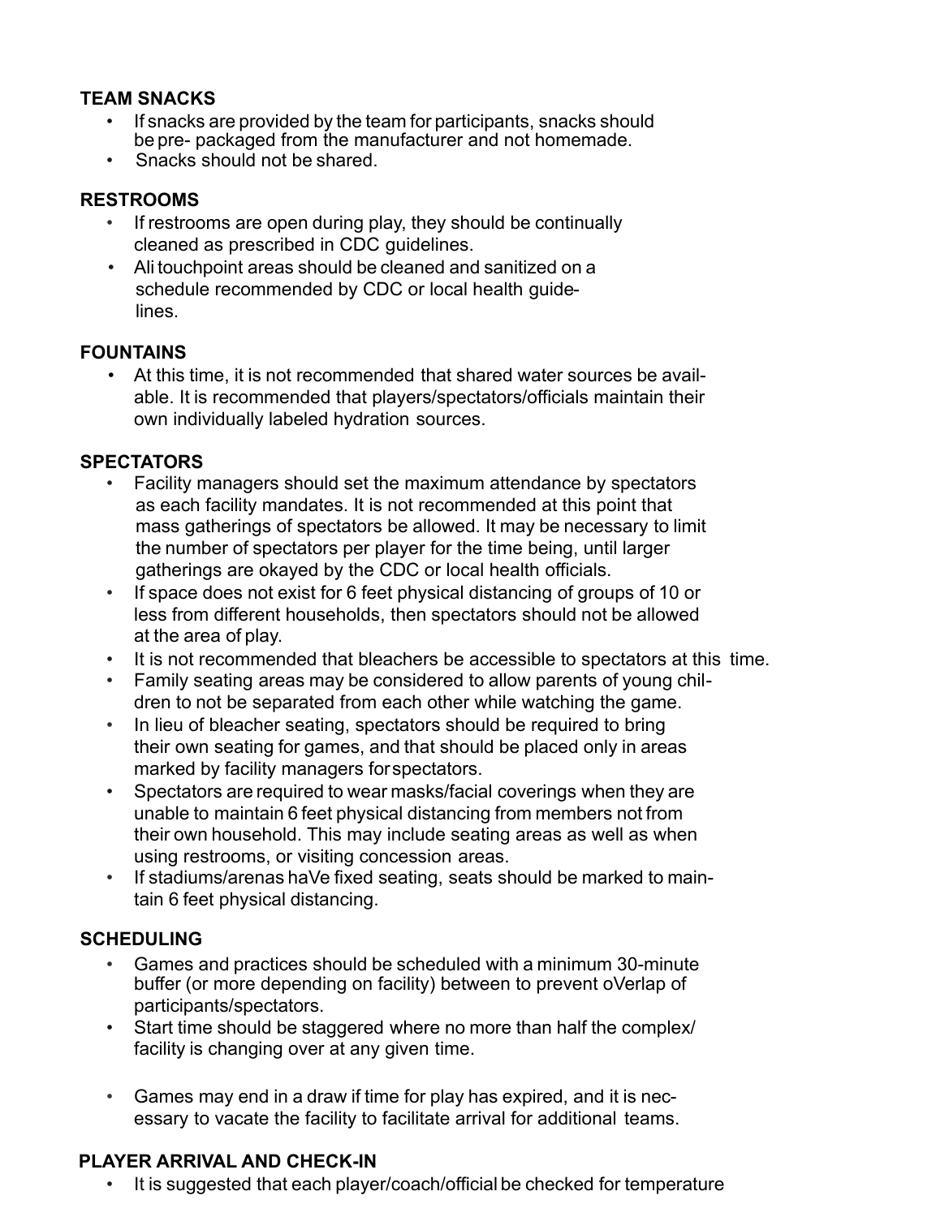**TEAM SNACKS**

- If snacks are provided by the team for participants, snacks should be pre- packaged from the manufacturer and not homemade.
- Snacks should not be shared.

**RESTROOMS**

- If restrooms are open during play, they should be continually cleaned as prescribed in CDC guidelines.
- Ali touchpoint areas should be cleaned and sanitized on a schedule recommended by CDC or local health guidelines.

**FOUNTAINS**

- At this time, it is not recommended that shared water sources be available. It is recommended that players/spectators/officials maintain their own individually labeled hydration sources.

**SPECTATORS**

- Facility managers should set the maximum attendance by spectators as each facility mandates. It is not recommended at this point that mass gatherings of spectators be allowed. It may be necessary to limit the number of spectators per player for the time being, until larger gatherings are okayed by the CDC or local health officials.
- If space does not exist for 6 feet physical distancing of groups of 10 or less from different households, then spectators should not be allowed at the area of play.
- It is not recommended that bleachers be accessible to spectators at this time.
- Family seating areas may be considered to allow parents of young children to not be separated from each other while watching the game.
- In lieu of bleacher seating, spectators should be required to bring their own seating for games, and that should be placed only in areas marked by facility managers for spectators.
- Spectators are required to wear masks/facial coverings when they are unable to maintain 6 feet physical distancing from members not from their own household. This may include seating areas as well as when using restrooms, or visiting concession areas.
- If stadiums/arenas haVe fixed seating, seats should be marked to maintain 6 feet physical distancing.

**SCHEDULING**

- Games and practices should be scheduled with a minimum 30-minute buffer (or more depending on facility) between to prevent oVerlap of participants/spectators.
- Start time should be staggered where no more than half the complex/ facility is changing over at any given time.
- Games may end in a draw if time for play has expired, and it is necessary to vacate the facility to facilitate arrival for additional teams.

**PLAYER ARRIVAL AND CHECK-IN**

- It is suggested that each player/coach/official be checked for temperature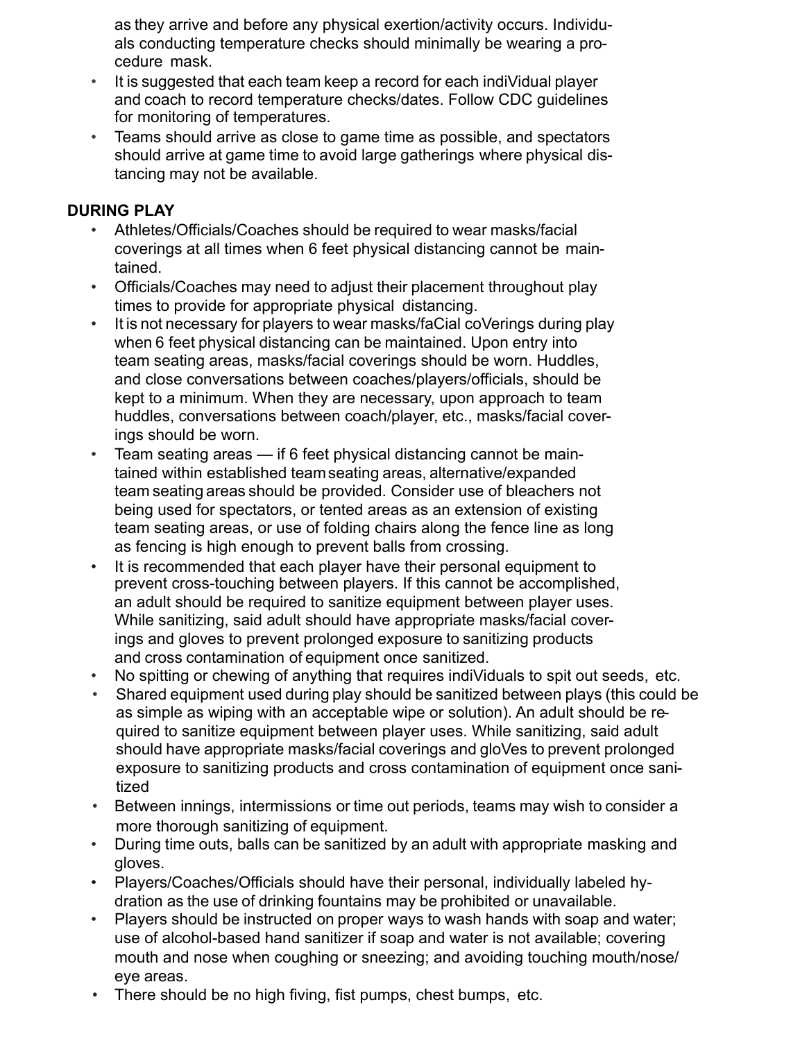as they arrive and before any physical exertion/activity occurs. Individuals conducting temperature checks should minimally be wearing a procedure mask.

- It is suggested that each team keep a record for each indiVidual player and coach to record temperature checks/dates. Follow CDC guidelines for monitoring of temperatures.
- Teams should arrive as close to game time as possible, and spectators should arrive at game time to avoid large gatherings where physical distancing may not be available.

**DURING PLAY**

- Athletes/Officials/Coaches should be required to wear masks/facial coverings at all times when 6 feet physical distancing cannot be maintained.
- Officials/Coaches may need to adjust their placement throughout play times to provide for appropriate physical distancing.
- It is not necessary for players to wear masks/faCial coVerings during play when 6 feet physical distancing can be maintained. Upon entry into team seating areas, masks/facial coverings should be worn. Huddles, and close conversations between coaches/players/officials, should be kept to a minimum. When they are necessary, upon approach to team huddles, conversations between coach/player, etc., masks/facial coverings should be worn.
- Team seating areas — if 6 feet physical distancing cannot be maintained within established team seating areas, alternative/expanded team seating areas should be provided. Consider use of bleachers not being used for spectators, or tented areas as an extension of existing team seating areas, or use of folding chairs along the fence line as long as fencing is high enough to prevent balls from crossing.
- It is recommended that each player have their personal equipment to prevent cross-touching between players. If this cannot be accomplished, an adult should be required to sanitize equipment between player uses. While sanitizing, said adult should have appropriate masks/facial coverings and gloves to prevent prolonged exposure to sanitizing products and cross contamination of equipment once sanitized.
- No spitting or chewing of anything that requires indiViduals to spit out seeds, etc.
- Shared equipment used during play should be sanitized between plays (this could be as simple as wiping with an acceptable wipe or solution). An adult should be required to sanitize equipment between player uses. While sanitizing, said adult should have appropriate masks/facial coverings and gloVes to prevent prolonged exposure to sanitizing products and cross contamination of equipment once sanitized
- Between innings, intermissions or time out periods, teams may wish to consider a more thorough sanitizing of equipment.
- During time outs, balls can be sanitized by an adult with appropriate masking and gloves.
- Players/Coaches/Officials should have their personal, individually labeled hydration as the use of drinking fountains may be prohibited or unavailable.
- Players should be instructed on proper ways to wash hands with soap and water; use of alcohol-based hand sanitizer if soap and water is not available; covering mouth and nose when coughing or sneezing; and avoiding touching mouth/nose/eye areas.
- There should be no high fiving, fist pumps, chest bumps, etc.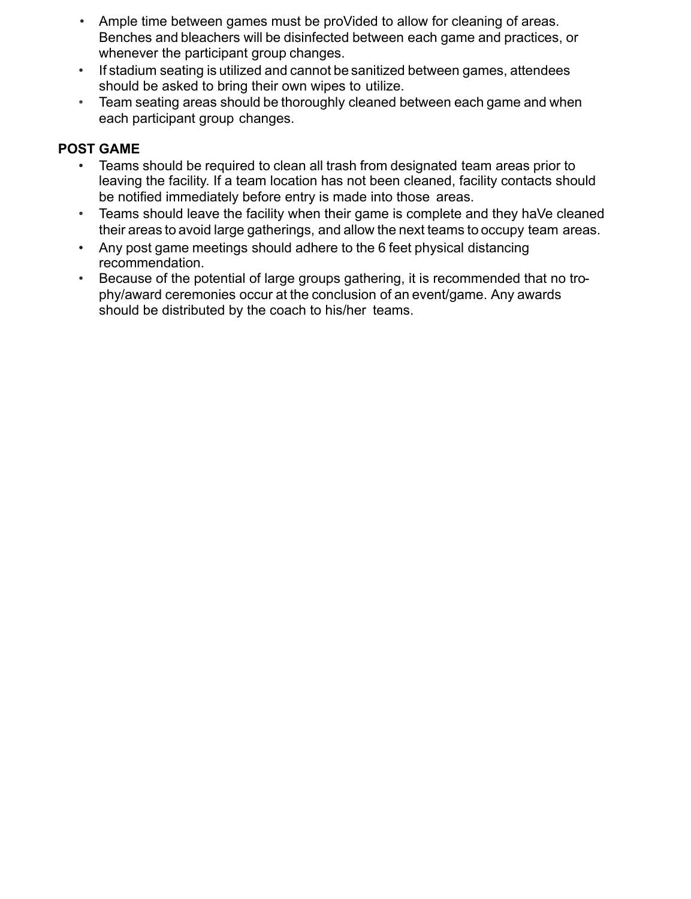- Ample time between games must be proVided to allow for cleaning of areas. Benches and bleachers will be disinfected between each game and practices, or whenever the participant group changes.
- If stadium seating is utilized and cannot be sanitized between games, attendees should be asked to bring their own wipes to utilize.
- Team seating areas should be thoroughly cleaned between each game and when each participant group changes.

**POST GAME**

- Teams should be required to clean all trash from designated team areas prior to leaving the facility. If a team location has not been cleaned, facility contacts should be notified immediately before entry is made into those areas.
- Teams should leave the facility when their game is complete and they haVe cleaned their areas to avoid large gatherings, and allow the next teams to occupy team areas.
- Any post game meetings should adhere to the 6 feet physical distancing recommendation.
- Because of the potential of large groups gathering, it is recommended that no trophy/award ceremonies occur at the conclusion of an event/game. Any awards should be distributed by the coach to his/her teams.